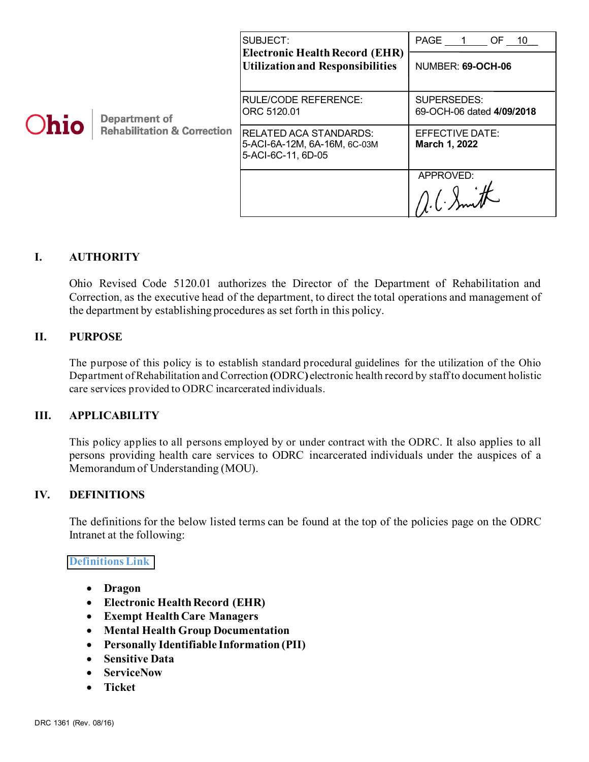Ohio Department of Rehabilitation & Correction

| SUBJECT: **Electronic Health Record (EHR) Utilization and Responsibilities** | PAGE 1 OF 10<br>NUMBER: **69-OCH-06** |
|---|---|
| RULE/CODE REFERENCE:<br>ORC 5120.01 | SUPERSEDES:<br>69-OCH-06 dated **4/09/2018** |
| RELATED ACA STANDARDS:<br>5-ACI-6A-12M, 6A-16M, 6C-03M<br>5-ACI-6C-11, 6D-05 | EFFECTIVE DATE:<br>**March 1, 2022** |
| | APPROVED:<br>A. C. Smith |

## I. AUTHORITY

Ohio Revised Code 5120.01 authorizes the Director of the Department of Rehabilitation and Correction, as the executive head of the department, to direct the total operations and management of the department by establishing procedures as set forth in this policy.

## II. PURPOSE

The purpose of this policy is to establish standard procedural guidelines for the utilization of the Ohio Department of Rehabilitation and Correction (ODRC) electronic health record by staff to document holistic care services provided to ODRC incarcerated individuals.

## III. APPLICABILITY

This policy applies to all persons employed by or under contract with the ODRC. It also applies to all persons providing health care services to ODRC incarcerated individuals under the auspices of a Memorandum of Understanding (MOU).

## IV. DEFINITIONS

The definitions for the below listed terms can be found at the top of the policies page on the ODRC Intranet at the following:

Definitions Link

- **Dragon**
- **Electronic Health Record (EHR)**
- **Exempt Health Care Managers**
- **Mental Health Group Documentation**
- **Personally Identifiable Information (PII)**
- **Sensitive Data**
- **ServiceNow**
- **Ticket**

DRC 1361 (Rev. 08/16)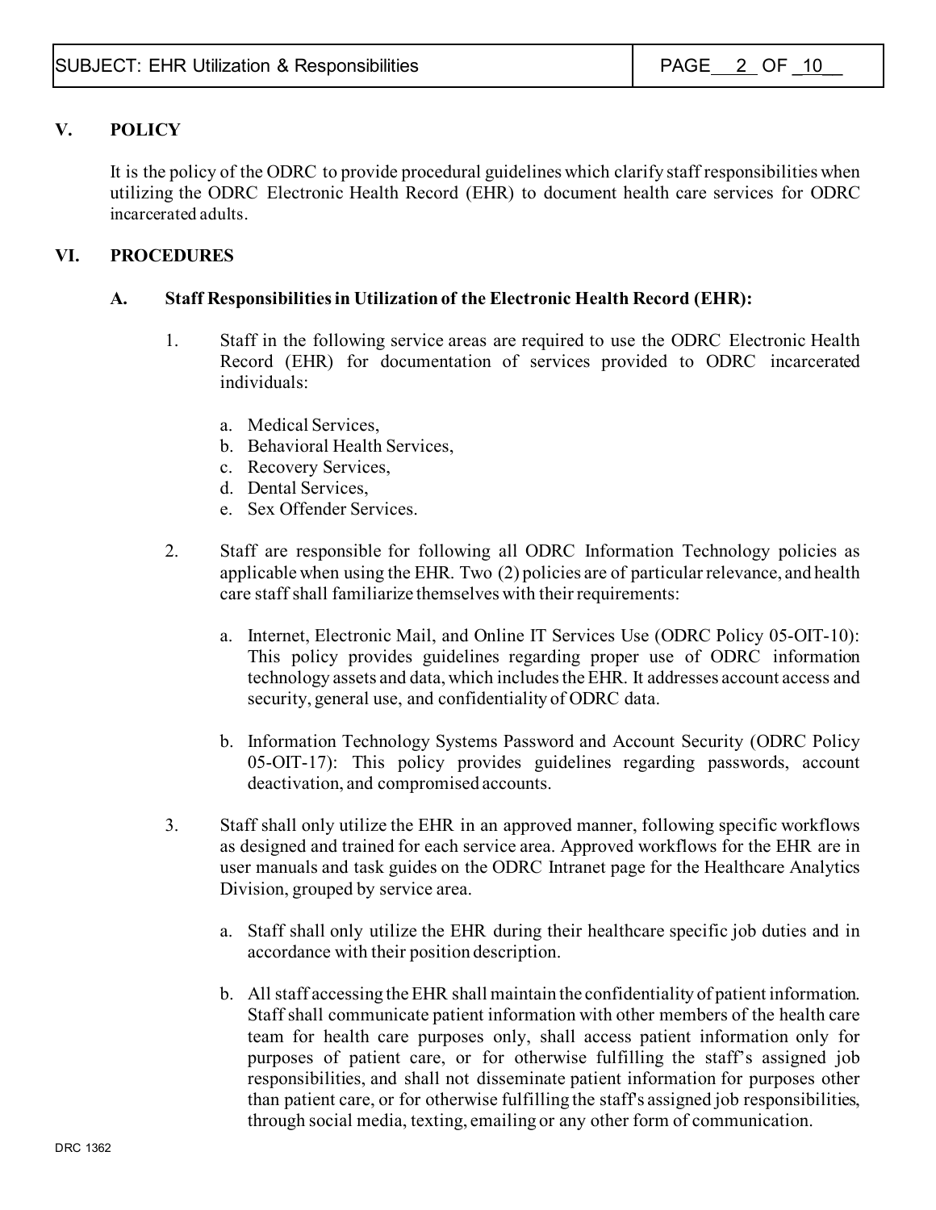## V. POLICY

It is the policy of the ODRC to provide procedural guidelines which clarify staff responsibilities when utilizing the ODRC Electronic Health Record (EHR) to document health care services for ODRC incarcerated adults.

## VI. PROCEDURES

### A. Staff Responsibilities in Utilization of the Electronic Health Record (EHR):

1. Staff in the following service areas are required to use the ODRC Electronic Health Record (EHR) for documentation of services provided to ODRC incarcerated individuals:

   a. Medical Services,
   b. Behavioral Health Services,
   c. Recovery Services,
   d. Dental Services,
   e. Sex Offender Services.

2. Staff are responsible for following all ODRC Information Technology policies as applicable when using the EHR. Two (2) policies are of particular relevance, and health care staff shall familiarize themselves with their requirements:

   a. Internet, Electronic Mail, and Online IT Services Use (ODRC Policy 05-OIT-10): This policy provides guidelines regarding proper use of ODRC information technology assets and data, which includes the EHR. It addresses account access and security, general use, and confidentiality of ODRC data.

   b. Information Technology Systems Password and Account Security (ODRC Policy 05-OIT-17): This policy provides guidelines regarding passwords, account deactivation, and compromised accounts.

3. Staff shall only utilize the EHR in an approved manner, following specific workflows as designed and trained for each service area. Approved workflows for the EHR are in user manuals and task guides on the ODRC Intranet page for the Healthcare Analytics Division, grouped by service area.

   a. Staff shall only utilize the EHR during their healthcare specific job duties and in accordance with their position description.

   b. All staff accessing the EHR shall maintain the confidentiality of patient information. Staff shall communicate patient information with other members of the health care team for health care purposes only, shall access patient information only for purposes of patient care, or for otherwise fulfilling the staff's assigned job responsibilities, and shall not disseminate patient information for purposes other than patient care, or for otherwise fulfilling the staff's assigned job responsibilities, through social media, texting, emailing or any other form of communication.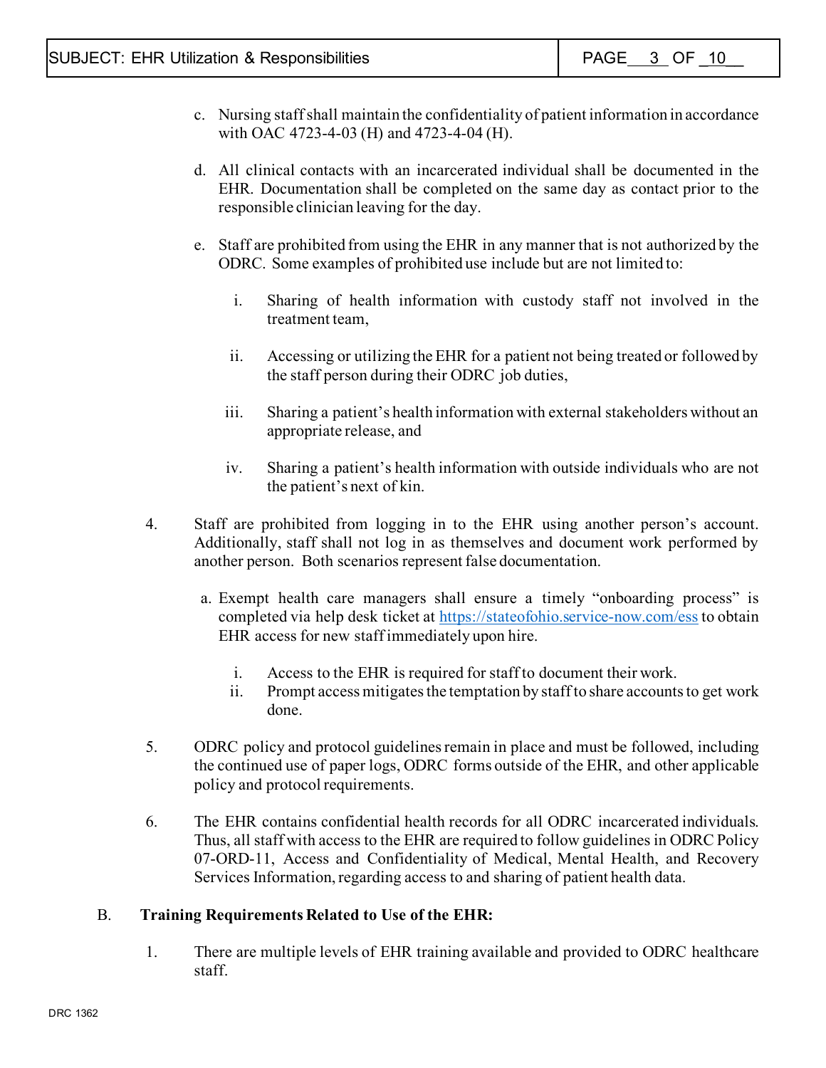c. Nursing staff shall maintain the confidentiality of patient information in accordance with OAC 4723-4-03 (H) and 4723-4-04 (H).

d. All clinical contacts with an incarcerated individual shall be documented in the EHR. Documentation shall be completed on the same day as contact prior to the responsible clinician leaving for the day.

e. Staff are prohibited from using the EHR in any manner that is not authorized by the ODRC. Some examples of prohibited use include but are not limited to:

   i. Sharing of health information with custody staff not involved in the treatment team,

   ii. Accessing or utilizing the EHR for a patient not being treated or followed by the staff person during their ODRC job duties,

   iii. Sharing a patient's health information with external stakeholders without an appropriate release, and

   iv. Sharing a patient's health information with outside individuals who are not the patient's next of kin.

4. Staff are prohibited from logging in to the EHR using another person's account. Additionally, staff shall not log in as themselves and document work performed by another person. Both scenarios represent false documentation.

   a. Exempt health care managers shall ensure a timely "onboarding process" is completed via help desk ticket at [https://stateofohio.service-now.com/ess](https://stateofohio.service-now.com/ess) to obtain EHR access for new staff immediately upon hire.

      i. Access to the EHR is required for staff to document their work.
      ii. Prompt access mitigates the temptation by staff to share accounts to get work done.

5. ODRC policy and protocol guidelines remain in place and must be followed, including the continued use of paper logs, ODRC forms outside of the EHR, and other applicable policy and protocol requirements.

6. The EHR contains confidential health records for all ODRC incarcerated individuals. Thus, all staff with access to the EHR are required to follow guidelines in ODRC Policy 07-ORD-11, Access and Confidentiality of Medical, Mental Health, and Recovery Services Information, regarding access to and sharing of patient health data.

B. **Training Requirements Related to Use of the EHR:**

1. There are multiple levels of EHR training available and provided to ODRC healthcare staff.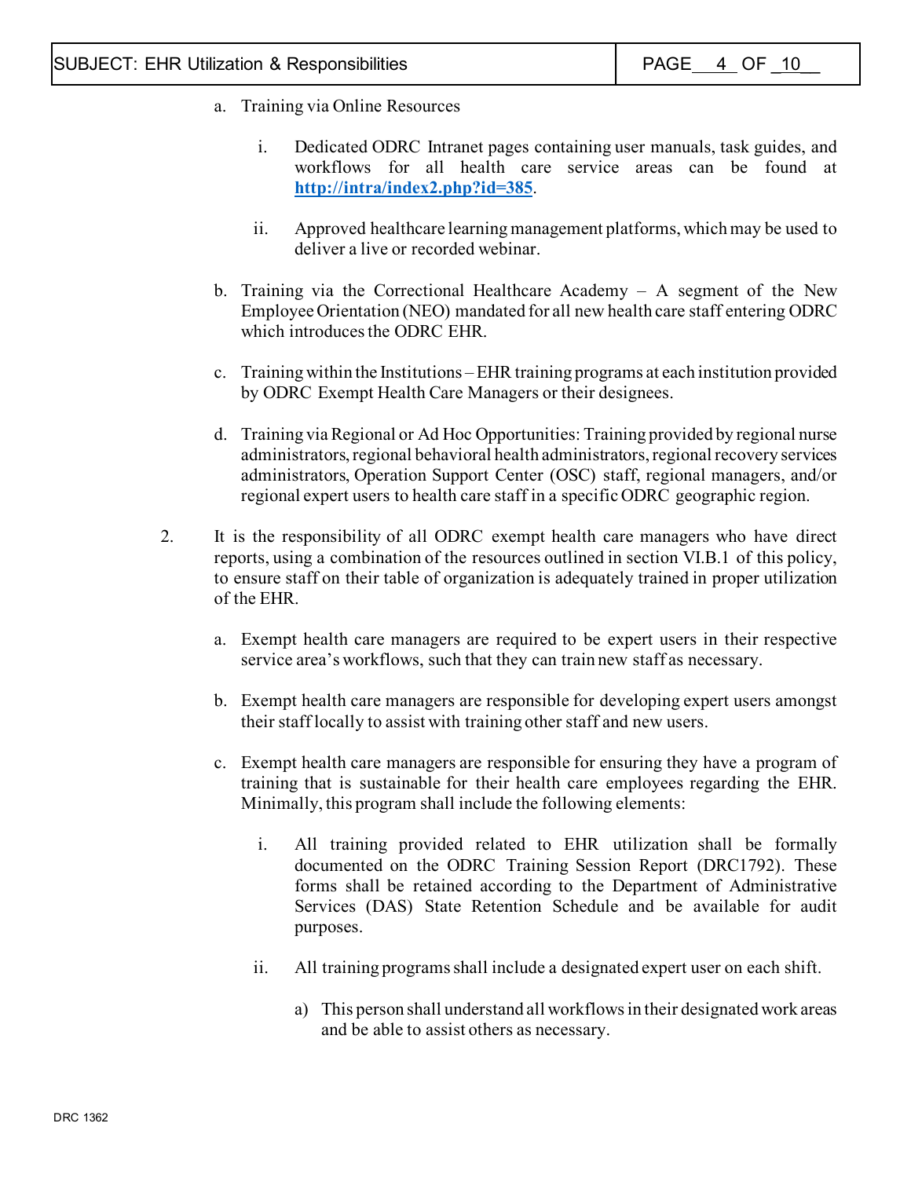a. Training via Online Resources

   i. Dedicated ODRC Intranet pages containing user manuals, task guides, and workflows for all health care service areas can be found at **http://intra/index2.php?id=385**.

   ii. Approved healthcare learning management platforms, which may be used to deliver a live or recorded webinar.

b. Training via the Correctional Healthcare Academy – A segment of the New Employee Orientation (NEO) mandated for all new health care staff entering ODRC which introduces the ODRC EHR.

c. Training within the Institutions – EHR training programs at each institution provided by ODRC Exempt Health Care Managers or their designees.

d. Training via Regional or Ad Hoc Opportunities: Training provided by regional nurse administrators, regional behavioral health administrators, regional recovery services administrators, Operation Support Center (OSC) staff, regional managers, and/or regional expert users to health care staff in a specific ODRC geographic region.

2. It is the responsibility of all ODRC exempt health care managers who have direct reports, using a combination of the resources outlined in section VI.B.1 of this policy, to ensure staff on their table of organization is adequately trained in proper utilization of the EHR.

   a. Exempt health care managers are required to be expert users in their respective service area's workflows, such that they can train new staff as necessary.

   b. Exempt health care managers are responsible for developing expert users amongst their staff locally to assist with training other staff and new users.

   c. Exempt health care managers are responsible for ensuring they have a program of training that is sustainable for their health care employees regarding the EHR. Minimally, this program shall include the following elements:

      i. All training provided related to EHR utilization shall be formally documented on the ODRC Training Session Report (DRC1792). These forms shall be retained according to the Department of Administrative Services (DAS) State Retention Schedule and be available for audit purposes.

      ii. All training programs shall include a designated expert user on each shift.

         a) This person shall understand all workflows in their designated work areas and be able to assist others as necessary.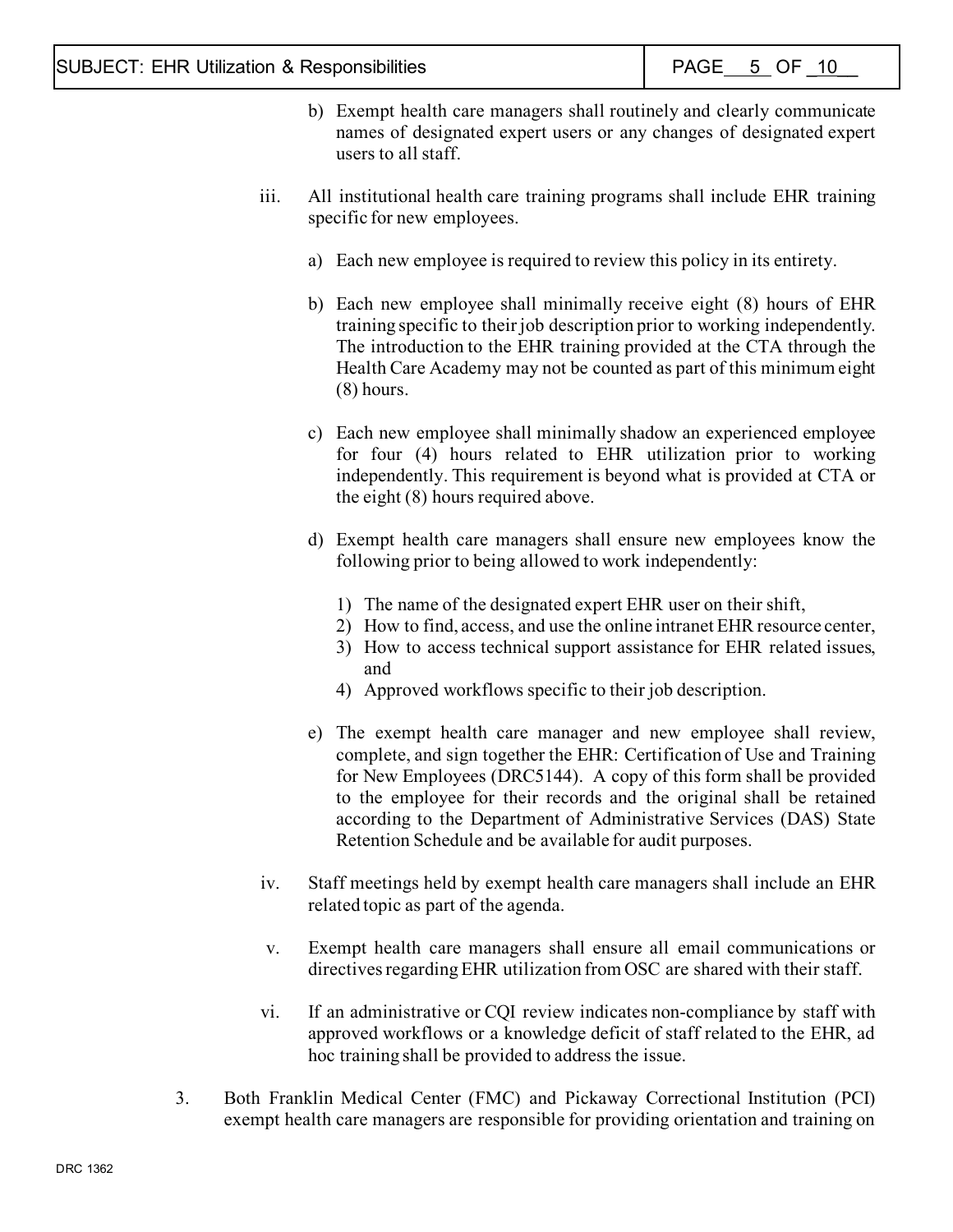b) Exempt health care managers shall routinely and clearly communicate names of designated expert users or any changes of designated expert users to all staff.

iii. All institutional health care training programs shall include EHR training specific for new employees.

a) Each new employee is required to review this policy in its entirety.

b) Each new employee shall minimally receive eight (8) hours of EHR training specific to their job description prior to working independently. The introduction to the EHR training provided at the CTA through the Health Care Academy may not be counted as part of this minimum eight (8) hours.

c) Each new employee shall minimally shadow an experienced employee for four (4) hours related to EHR utilization prior to working independently. This requirement is beyond what is provided at CTA or the eight (8) hours required above.

d) Exempt health care managers shall ensure new employees know the following prior to being allowed to work independently:

1) The name of the designated expert EHR user on their shift,
2) How to find, access, and use the online intranet EHR resource center,
3) How to access technical support assistance for EHR related issues, and
4) Approved workflows specific to their job description.

e) The exempt health care manager and new employee shall review, complete, and sign together the EHR: Certification of Use and Training for New Employees (DRC5144). A copy of this form shall be provided to the employee for their records and the original shall be retained according to the Department of Administrative Services (DAS) State Retention Schedule and be available for audit purposes.

iv. Staff meetings held by exempt health care managers shall include an EHR related topic as part of the agenda.

v. Exempt health care managers shall ensure all email communications or directives regarding EHR utilization from OSC are shared with their staff.

vi. If an administrative or CQI review indicates non-compliance by staff with approved workflows or a knowledge deficit of staff related to the EHR, ad hoc training shall be provided to address the issue.

3. Both Franklin Medical Center (FMC) and Pickaway Correctional Institution (PCI) exempt health care managers are responsible for providing orientation and training on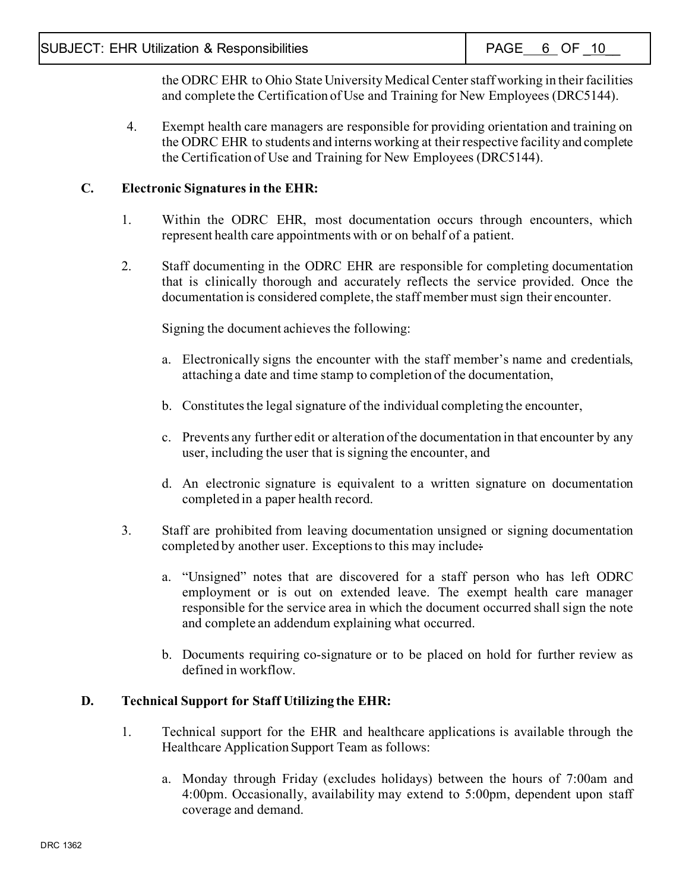the ODRC EHR to Ohio State University Medical Center staff working in their facilities and complete the Certification of Use and Training for New Employees (DRC5144).

4. Exempt health care managers are responsible for providing orientation and training on the ODRC EHR to students and interns working at their respective facility and complete the Certification of Use and Training for New Employees (DRC5144).

**C. Electronic Signatures in the EHR:**

1. Within the ODRC EHR, most documentation occurs through encounters, which represent health care appointments with or on behalf of a patient.

2. Staff documenting in the ODRC EHR are responsible for completing documentation that is clinically thorough and accurately reflects the service provided. Once the documentation is considered complete, the staff member must sign their encounter.

   Signing the document achieves the following:

   a. Electronically signs the encounter with the staff member's name and credentials, attaching a date and time stamp to completion of the documentation,

   b. Constitutes the legal signature of the individual completing the encounter,

   c. Prevents any further edit or alteration of the documentation in that encounter by any user, including the user that is signing the encounter, and

   d. An electronic signature is equivalent to a written signature on documentation completed in a paper health record.

3. Staff are prohibited from leaving documentation unsigned or signing documentation completed by another user. Exceptions to this may include:

   a. "Unsigned" notes that are discovered for a staff person who has left ODRC employment or is out on extended leave. The exempt health care manager responsible for the service area in which the document occurred shall sign the note and complete an addendum explaining what occurred.

   b. Documents requiring co-signature or to be placed on hold for further review as defined in workflow.

**D. Technical Support for Staff Utilizing the EHR:**

1. Technical support for the EHR and healthcare applications is available through the Healthcare Application Support Team as follows:

   a. Monday through Friday (excludes holidays) between the hours of 7:00am and 4:00pm. Occasionally, availability may extend to 5:00pm, dependent upon staff coverage and demand.

DRC 1362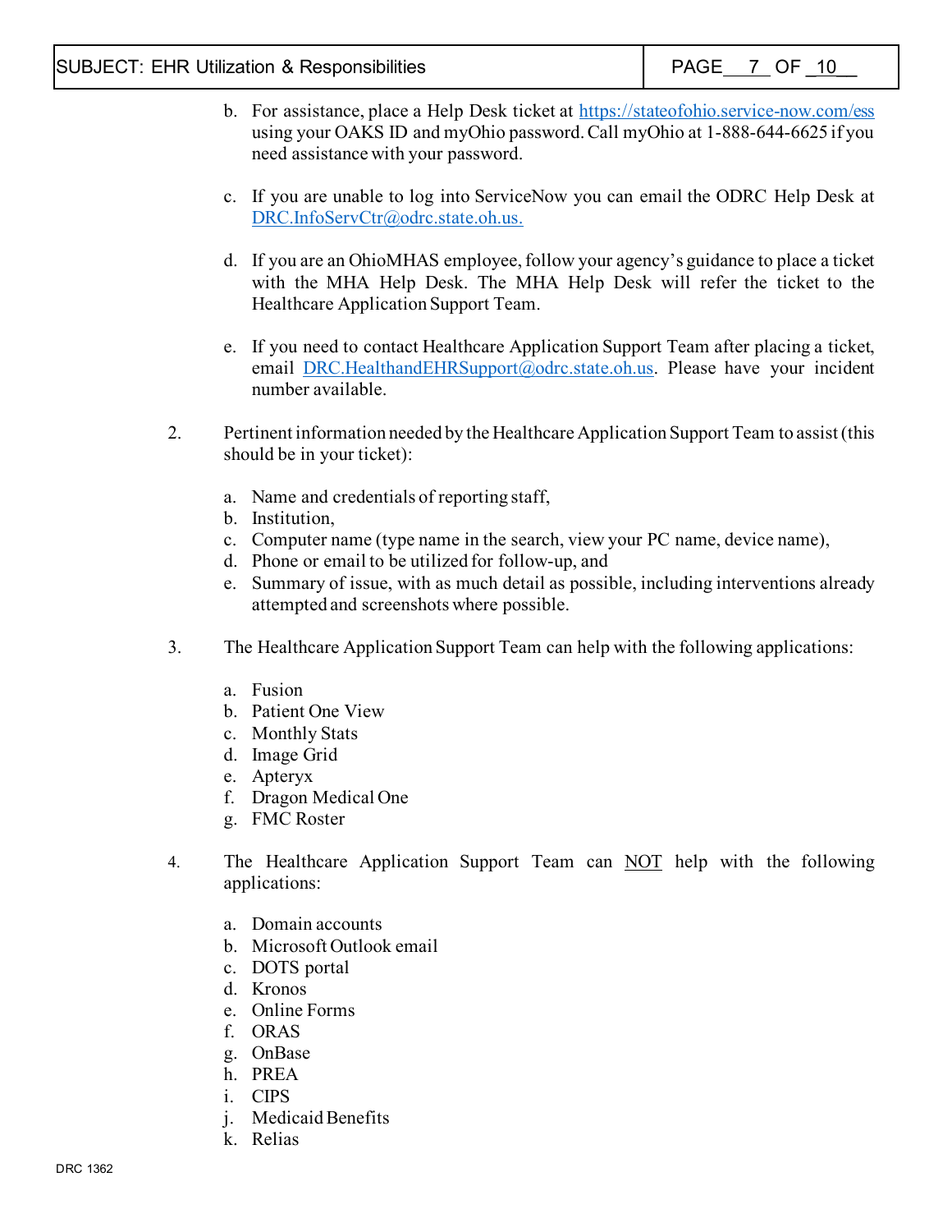b. For assistance, place a Help Desk ticket at https://stateofohio.service-now.com/ess using your OAKS ID and myOhio password. Call myOhio at 1-888-644-6625 if you need assistance with your password.

c. If you are unable to log into ServiceNow you can email the ODRC Help Desk at DRC.InfoServCtr@odrc.state.oh.us.

d. If you are an OhioMHAS employee, follow your agency's guidance to place a ticket with the MHA Help Desk. The MHA Help Desk will refer the ticket to the Healthcare Application Support Team.

e. If you need to contact Healthcare Application Support Team after placing a ticket, email DRC.HealthandEHRSupport@odrc.state.oh.us. Please have your incident number available.

2. Pertinent information needed by the Healthcare Application Support Team to assist (this should be in your ticket):

   a. Name and credentials of reporting staff,
   b. Institution,
   c. Computer name (type name in the search, view your PC name, device name),
   d. Phone or email to be utilized for follow-up, and
   e. Summary of issue, with as much detail as possible, including interventions already attempted and screenshots where possible.

3. The Healthcare Application Support Team can help with the following applications:

   a. Fusion
   b. Patient One View
   c. Monthly Stats
   d. Image Grid
   e. Apteryx
   f. Dragon Medical One
   g. FMC Roster

4. The Healthcare Application Support Team can <u>NOT</u> help with the following applications:

   a. Domain accounts
   b. Microsoft Outlook email
   c. DOTS portal
   d. Kronos
   e. Online Forms
   f. ORAS
   g. OnBase
   h. PREA
   i. CIPS
   j. Medicaid Benefits
   k. Relias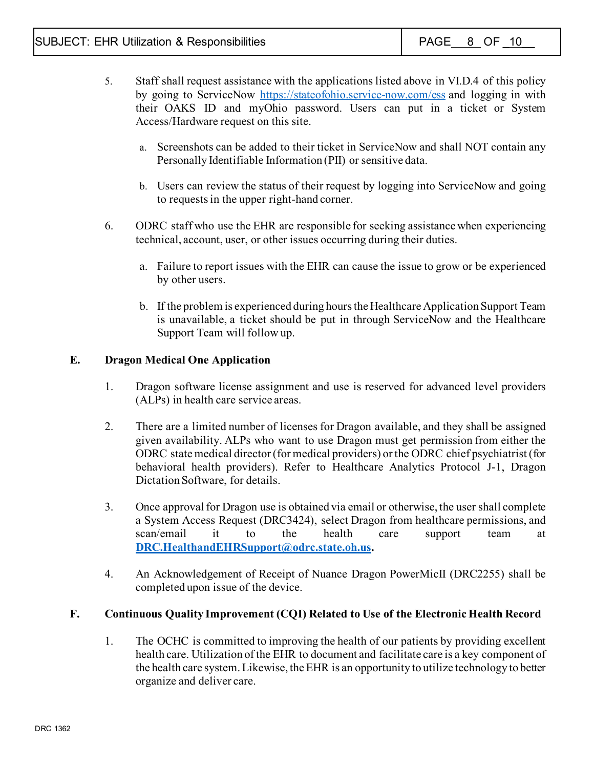5. Staff shall request assistance with the applications listed above in VI.D.4 of this policy by going to ServiceNow https://stateofohio.service-now.com/ess and logging in with their OAKS ID and myOhio password. Users can put in a ticket or System Access/Hardware request on this site.

   a. Screenshots can be added to their ticket in ServiceNow and shall NOT contain any Personally Identifiable Information (PII) or sensitive data.

   b. Users can review the status of their request by logging into ServiceNow and going to requests in the upper right-hand corner.

6. ODRC staff who use the EHR are responsible for seeking assistance when experiencing technical, account, user, or other issues occurring during their duties.

   a. Failure to report issues with the EHR can cause the issue to grow or be experienced by other users.

   b. If the problem is experienced during hours the Healthcare Application Support Team is unavailable, a ticket should be put in through ServiceNow and the Healthcare Support Team will follow up.

**E. Dragon Medical One Application**

1. Dragon software license assignment and use is reserved for advanced level providers (ALPs) in health care service areas.

2. There are a limited number of licenses for Dragon available, and they shall be assigned given availability. ALPs who want to use Dragon must get permission from either the ODRC state medical director (for medical providers) or the ODRC chief psychiatrist (for behavioral health providers). Refer to Healthcare Analytics Protocol J-1, Dragon Dictation Software, for details.

3. Once approval for Dragon use is obtained via email or otherwise, the user shall complete a System Access Request (DRC3424), select Dragon from healthcare permissions, and scan/email it to the health care support team at **DRC.HealthandEHRSupport@odrc.state.oh.us**.

4. An Acknowledgement of Receipt of Nuance Dragon PowerMicII (DRC2255) shall be completed upon issue of the device.

**F. Continuous Quality Improvement (CQI) Related to Use of the Electronic Health Record**

1. The OCHC is committed to improving the health of our patients by providing excellent health care. Utilization of the EHR to document and facilitate care is a key component of the health care system. Likewise, the EHR is an opportunity to utilize technology to better organize and deliver care.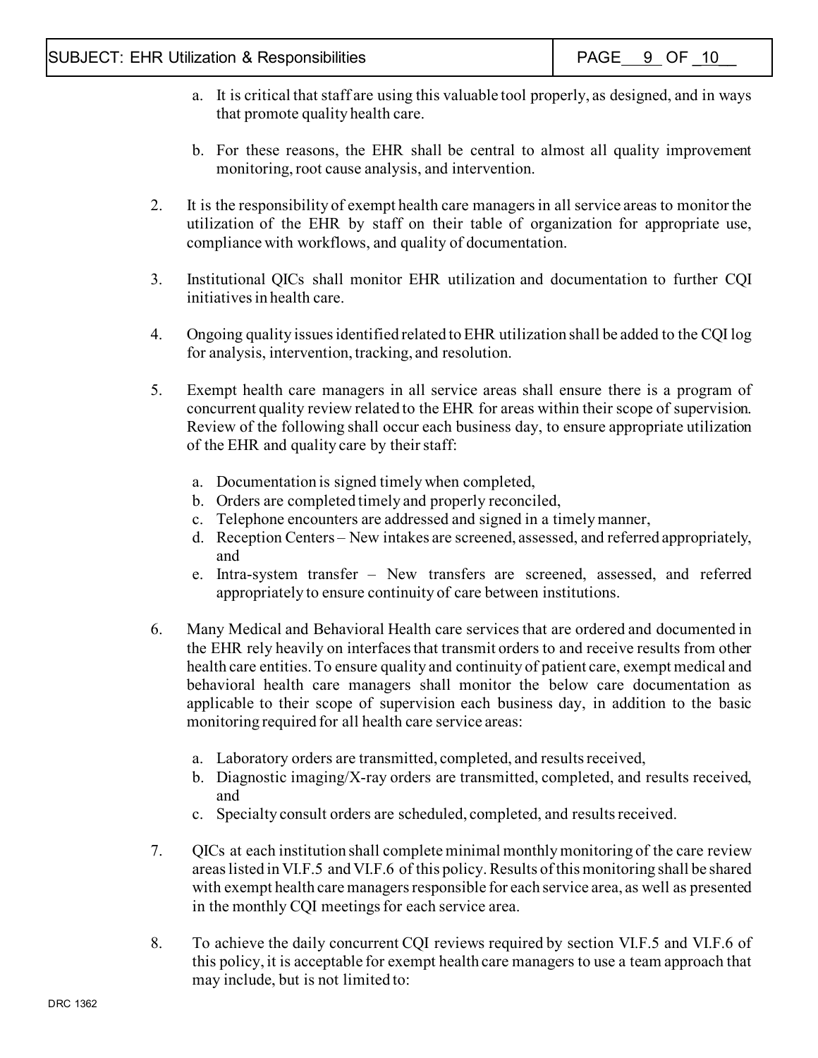a. It is critical that staff are using this valuable tool properly, as designed, and in ways that promote quality health care.

b. For these reasons, the EHR shall be central to almost all quality improvement monitoring, root cause analysis, and intervention.

2. It is the responsibility of exempt health care managers in all service areas to monitor the utilization of the EHR by staff on their table of organization for appropriate use, compliance with workflows, and quality of documentation.

3. Institutional QICs shall monitor EHR utilization and documentation to further CQI initiatives in health care.

4. Ongoing quality issues identified related to EHR utilization shall be added to the CQI log for analysis, intervention, tracking, and resolution.

5. Exempt health care managers in all service areas shall ensure there is a program of concurrent quality review related to the EHR for areas within their scope of supervision. Review of the following shall occur each business day, to ensure appropriate utilization of the EHR and quality care by their staff:

   a. Documentation is signed timely when completed,
   b. Orders are completed timely and properly reconciled,
   c. Telephone encounters are addressed and signed in a timely manner,
   d. Reception Centers – New intakes are screened, assessed, and referred appropriately, and
   e. Intra-system transfer – New transfers are screened, assessed, and referred appropriately to ensure continuity of care between institutions.

6. Many Medical and Behavioral Health care services that are ordered and documented in the EHR rely heavily on interfaces that transmit orders to and receive results from other health care entities. To ensure quality and continuity of patient care, exempt medical and behavioral health care managers shall monitor the below care documentation as applicable to their scope of supervision each business day, in addition to the basic monitoring required for all health care service areas:

   a. Laboratory orders are transmitted, completed, and results received,
   b. Diagnostic imaging/X-ray orders are transmitted, completed, and results received, and
   c. Specialty consult orders are scheduled, completed, and results received.

7. QICs at each institution shall complete minimal monthly monitoring of the care review areas listed in VI.F.5 and VI.F.6 of this policy. Results of this monitoring shall be shared with exempt health care managers responsible for each service area, as well as presented in the monthly CQI meetings for each service area.

8. To achieve the daily concurrent CQI reviews required by section VI.F.5 and VI.F.6 of this policy, it is acceptable for exempt health care managers to use a team approach that may include, but is not limited to: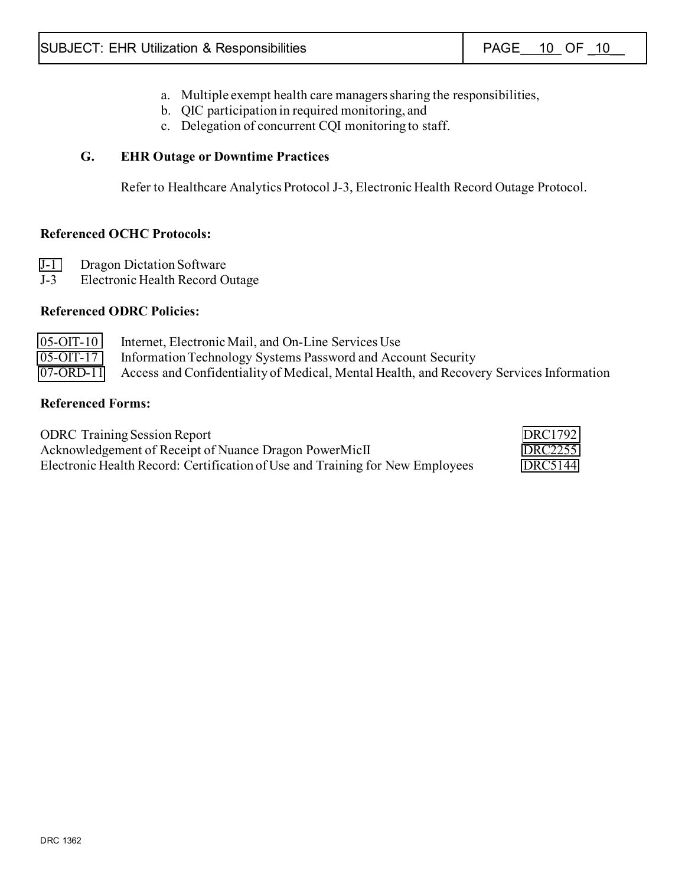a. Multiple exempt health care managers sharing the responsibilities,
b. QIC participation in required monitoring, and
c. Delegation of concurrent CQI monitoring to staff.

**G. EHR Outage or Downtime Practices**

Refer to Healthcare Analytics Protocol J-3, Electronic Health Record Outage Protocol.

**Referenced OCHC Protocols:**

J-1 Dragon Dictation Software
J-3 Electronic Health Record Outage

**Referenced ODRC Policies:**

05-OIT-10 Internet, Electronic Mail, and On-Line Services Use
05-OIT-17 Information Technology Systems Password and Account Security
07-ORD-11 Access and Confidentiality of Medical, Mental Health, and Recovery Services Information

**Referenced Forms:**

| | |
|---|---|
| ODRC Training Session Report | DRC1792 |
| Acknowledgement of Receipt of Nuance Dragon PowerMicII | DRC2255 |
| Electronic Health Record: Certification of Use and Training for New Employees | DRC5144 |